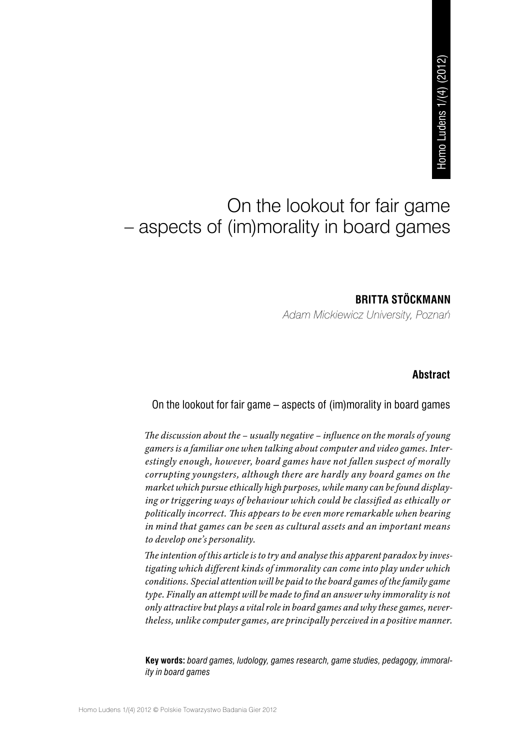# On the lookout for fair game – aspects of (im)morality in board games

**BRITTA STÖCKMANN**

*Adam Mickiewicz University, Poznań*

## Abstract

On the lookout for fair game – aspects of (im)morality in board games

*The discussion about the – usually negative – influence on the morals of young gamers is a familiar one when talking about computer and video games. Interestingly enough, however, board games have not fallen suspect of morally corrupting youngsters, although there are hardly any board games on the market which pursue ethically high purposes, while many can be found displaying or triggering ways of behaviour which could be classified as ethically or politically incorrect. This appears to be even more remarkable when bearing in mind that games can be seen as cultural assets and an important means to develop one's personality.*

*The intention of this article is to try and analyse this apparent paradox by investigating which different kinds of immorality can come into play under which conditions. Special attention will be paid to the board games of the family game type. Finally an attempt will be made to find an answer why immorality is not only attractive but plays a vital role in board games and why these games, nevertheless, unlike computer games, are principally perceived in a positive manner.*

**Key words:** *board games, ludology, games research, game studies, pedagogy, immorality in board games*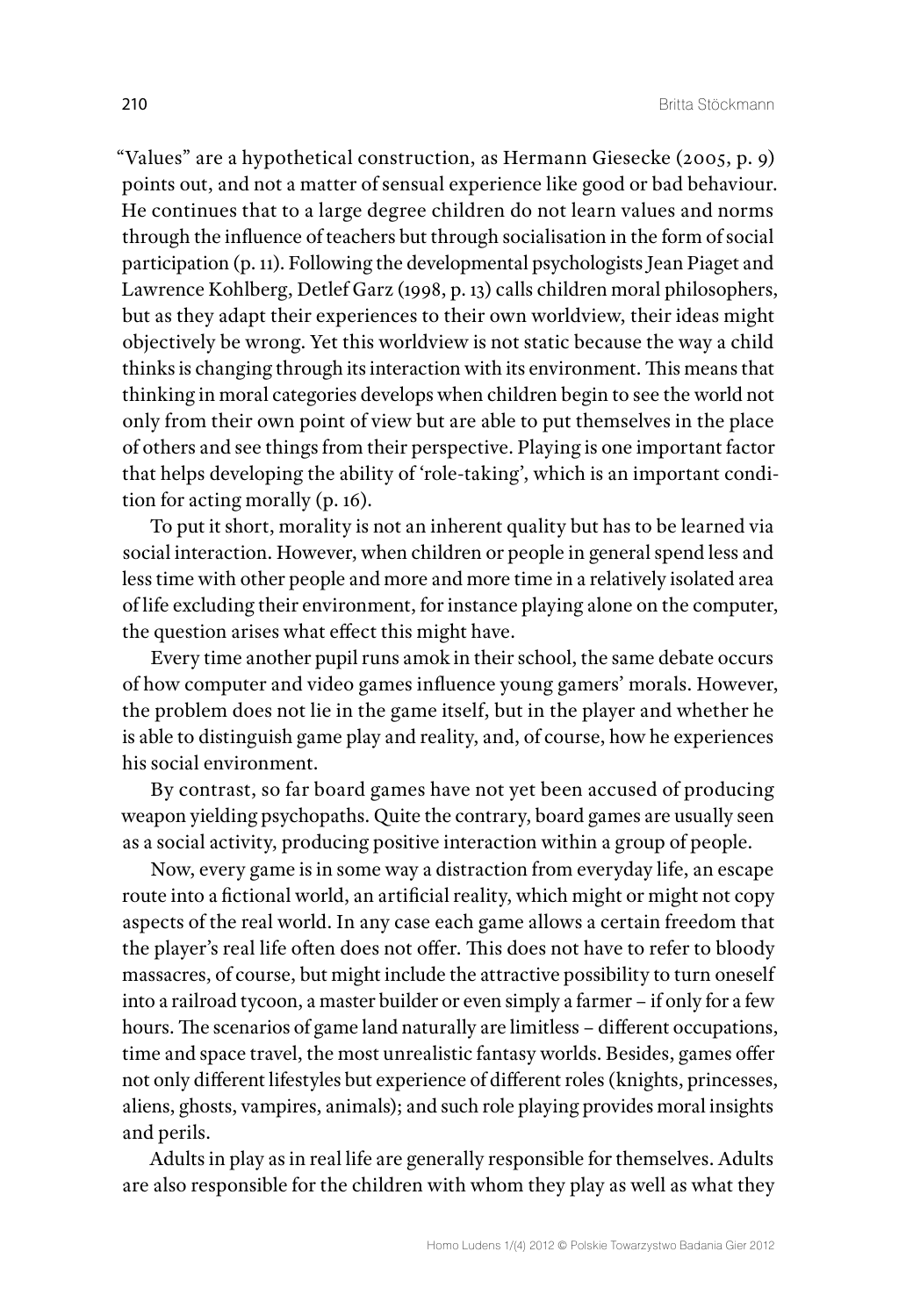"Values" are a hypothetical construction, as Hermann Giesecke (2005, p. 9) points out, and not a matter of sensual experience like good or bad behaviour. He continues that to a large degree children do not learn values and norms through the influence of teachers but through socialisation in the form of social participation (p. 11). Following the developmental psychologists Jean Piaget and Lawrence Kohlberg, Detlef Garz (1998, p. 13) calls children moral philosophers, but as they adapt their experiences to their own worldview, their ideas might objectively be wrong. Yet this worldview is not static because the way a child thinks is changing through its interaction with its environment. This means that thinking in moral categories develops when children begin to see the world not only from their own point of view but are able to put themselves in the place of others and see things from their perspective. Playing is one important factor that helps developing the ability of 'role-taking', which is an important condition for acting morally (p. 16).

To put it short, morality is not an inherent quality but has to be learned via social interaction. However, when children or people in general spend less and less time with other people and more and more time in a relatively isolated area of life excluding their environment, for instance playing alone on the computer, the question arises what effect this might have.

Every time another pupil runs amok in their school, the same debate occurs of how computer and video games influence young gamers' morals. However, the problem does not lie in the game itself, but in the player and whether he is able to distinguish game play and reality, and, of course, how he experiences his social environment.

By contrast, so far board games have not yet been accused of producing weapon yielding psychopaths. Quite the contrary, board games are usually seen as a social activity, producing positive interaction within a group of people.

Now, every game is in some way a distraction from everyday life, an escape route into a fictional world, an artificial reality, which might or might not copy aspects of the real world. In any case each game allows a certain freedom that the player's real life often does not offer. This does not have to refer to bloody massacres, of course, but might include the attractive possibility to turn oneself into a railroad tycoon, a master builder or even simply a farmer – if only for a few hours. The scenarios of game land naturally are limitless – different occupations, time and space travel, the most unrealistic fantasy worlds. Besides, games offer not only different lifestyles but experience of different roles (knights, princesses, aliens, ghosts, vampires, animals); and such role playing provides moral insights and perils.

Adults in play as in real life are generally responsible for themselves. Adults are also responsible for the children with whom they play as well as what they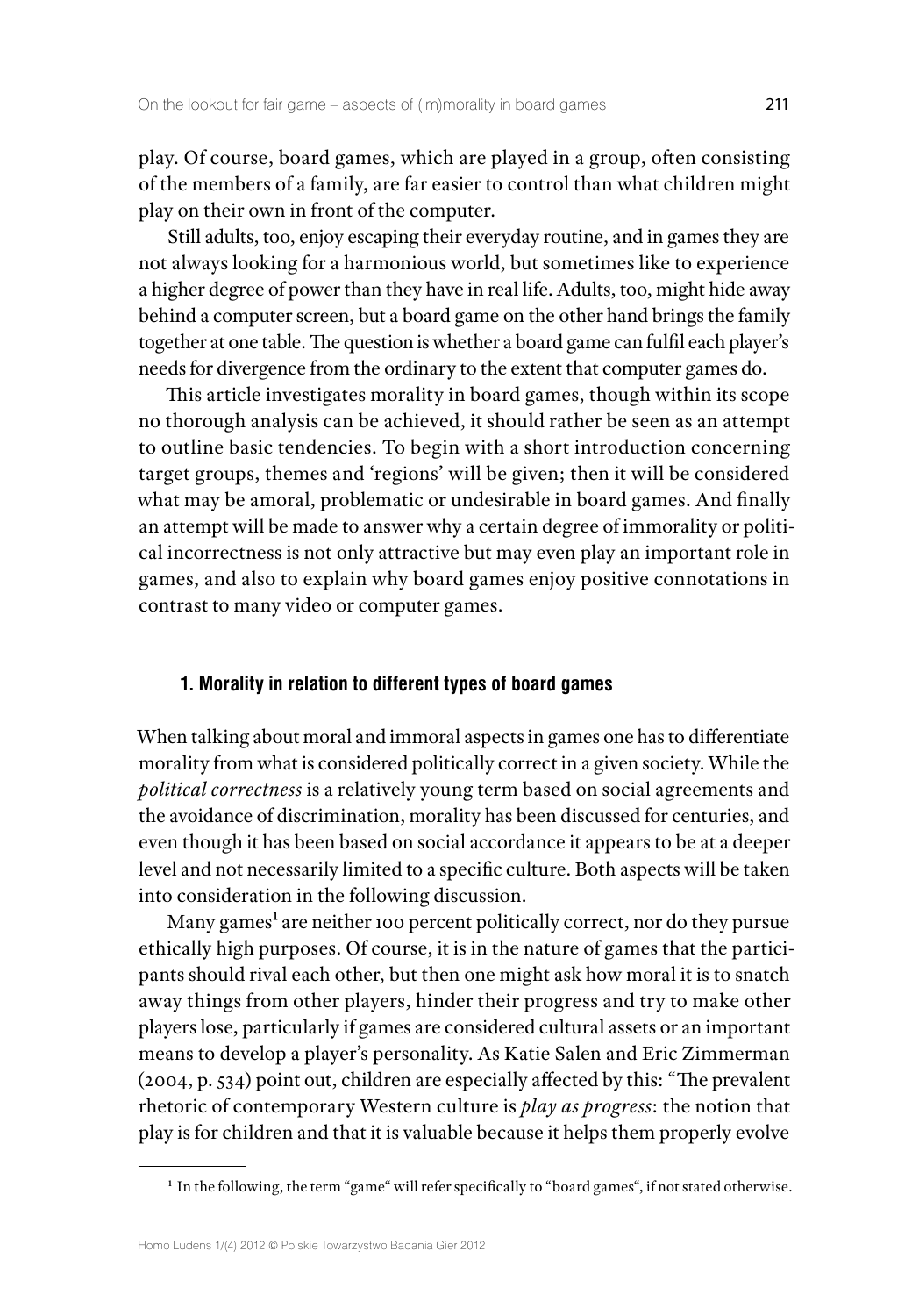play. Of course, board games, which are played in a group, often consisting of the members of a family, are far easier to control than what children might play on their own in front of the computer.

Still adults, too, enjoy escaping their everyday routine, and in games they are not always looking for a harmonious world, but sometimes like to experience a higher degree of power than they have in real life. Adults, too, might hide away behind a computer screen, but a board game on the other hand brings the family together at one table. The question is whether a board game can fulfil each player's needs for divergence from the ordinary to the extent that computer games do.

This article investigates morality in board games, though within its scope no thorough analysis can be achieved, it should rather be seen as an attempt to outline basic tendencies. To begin with a short introduction concerning target groups, themes and 'regions' will be given; then it will be considered what may be amoral, problematic or undesirable in board games. And finally an attempt will be made to answer why a certain degree of immorality or political incorrectness is not only attractive but may even play an important role in games, and also to explain why board games enjoy positive connotations in contrast to many video or computer games.

## 1. Morality in relation to different types of board games

When talking about moral and immoral aspects in games one has to differentiate morality from what is considered politically correct in a given society. While the *political correctness* is a relatively young term based on social agreements and the avoidance of discrimination, morality has been discussed for centuries, and even though it has been based on social accordance it appears to be at a deeper level and not necessarily limited to a specific culture. Both aspects will be taken into consideration in the following discussion.

Many games[1] are neither 100 percent politically correct, nor do they pursue ethically high purposes. Of course, it is in the nature of games that the participants should rival each other, but then one might ask how moral it is to snatch away things from other players, hinder their progress and try to make other players lose, particularly if games are considered cultural assets or an important means to develop a player's personality. As Katie Salen and Eric Zimmerman (2004, p. 534) point out, children are especially affected by this: "The prevalent rhetoric of contemporary Western culture is *play as progress*: the notion that play is for children and that it is valuable because it helps them properly evolve

[1] In the following, the term "game" will refer specifically to "board games", if not stated otherwise.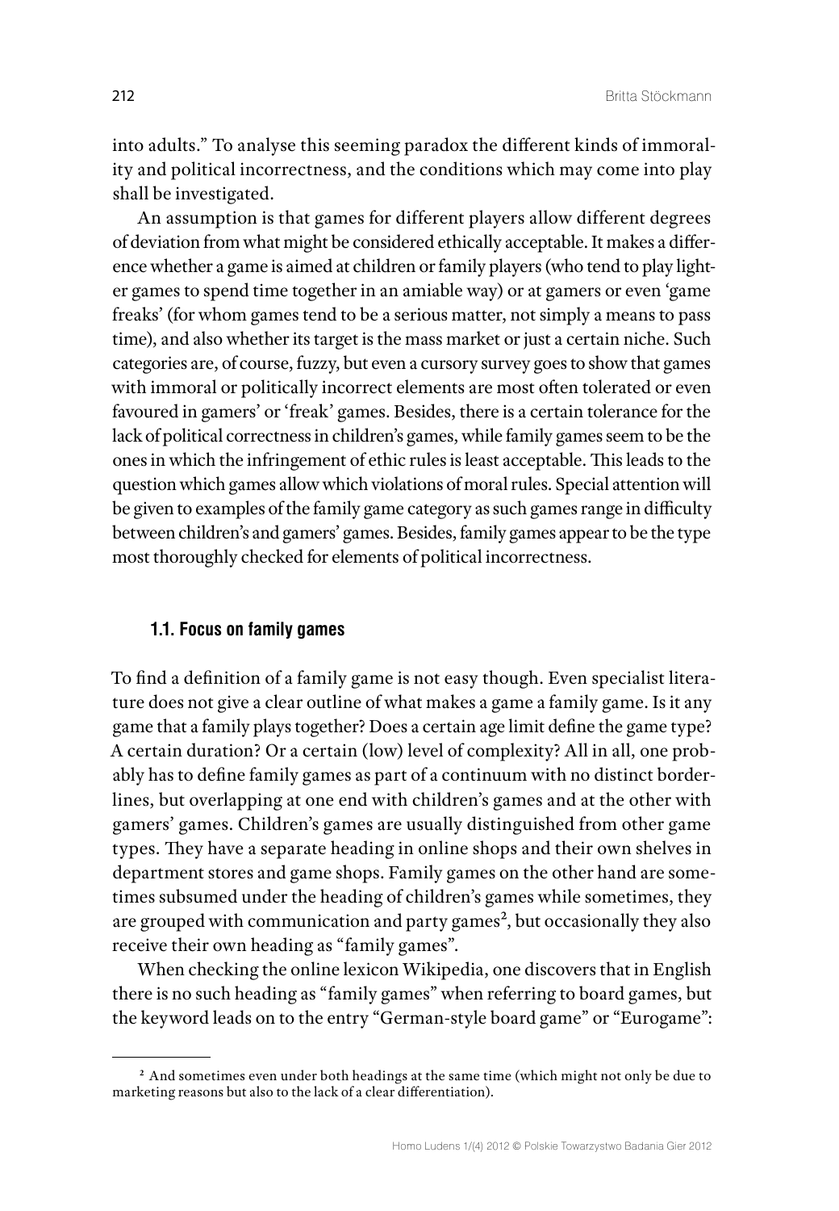into adults." To analyse this seeming paradox the different kinds of immorality and political incorrectness, and the conditions which may come into play shall be investigated.

An assumption is that games for different players allow different degrees of deviation from what might be considered ethically acceptable. It makes a difference whether a game is aimed at children or family players (who tend to play lighter games to spend time together in an amiable way) or at gamers or even 'game freaks' (for whom games tend to be a serious matter, not simply a means to pass time), and also whether its target is the mass market or just a certain niche. Such categories are, of course, fuzzy, but even a cursory survey goes to show that games with immoral or politically incorrect elements are most often tolerated or even favoured in gamers' or 'freak' games. Besides, there is a certain tolerance for the lack of political correctness in children's games, while family games seem to be the ones in which the infringement of ethic rules is least acceptable. This leads to the question which games allow which violations of moral rules. Special attention will be given to examples of the family game category as such games range in difficulty between children's and gamers' games. Besides, family games appear to be the type most thoroughly checked for elements of political incorrectness.

### 1.1. Focus on family games

To find a definition of a family game is not easy though. Even specialist literature does not give a clear outline of what makes a game a family game. Is it any game that a family plays together? Does a certain age limit define the game type? A certain duration? Or a certain (low) level of complexity? All in all, one probably has to define family games as part of a continuum with no distinct borderlines, but overlapping at one end with children's games and at the other with gamers' games. Children's games are usually distinguished from other game types. They have a separate heading in online shops and their own shelves in department stores and game shops. Family games on the other hand are sometimes subsumed under the heading of children's games while sometimes, they are grouped with communication and party games[2], but occasionally they also receive their own heading as "family games".

When checking the online lexicon Wikipedia, one discovers that in English there is no such heading as "family games" when referring to board games, but the keyword leads on to the entry "German-style board game" or "Eurogame":

[2] And sometimes even under both headings at the same time (which might not only be due to marketing reasons but also to the lack of a clear differentiation).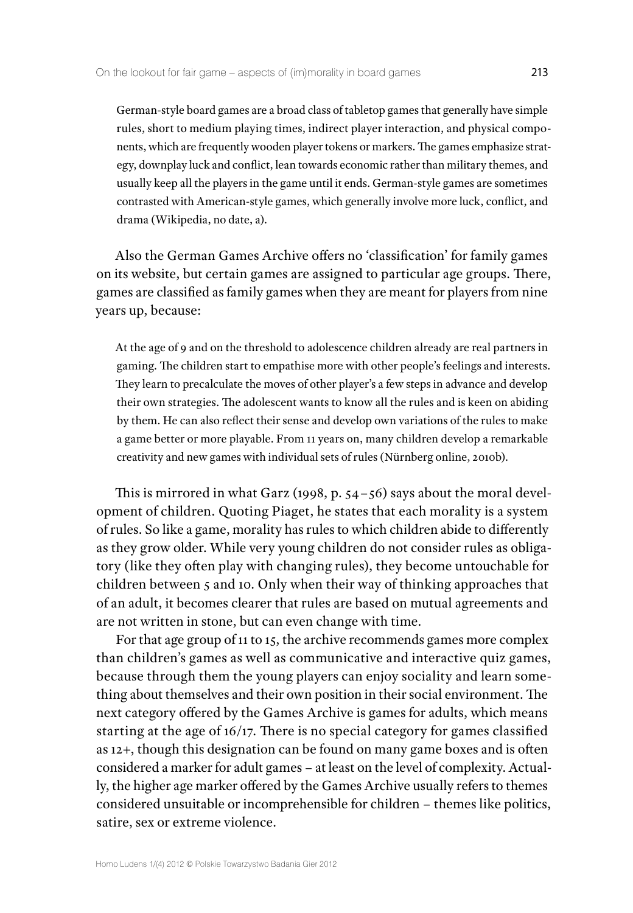> German-style board games are a broad class of tabletop games that generally have simple rules, short to medium playing times, indirect player interaction, and physical components, which are frequently wooden player tokens or markers. The games emphasize strategy, downplay luck and conflict, lean towards economic rather than military themes, and usually keep all the players in the game until it ends. German-style games are sometimes contrasted with American-style games, which generally involve more luck, conflict, and drama (Wikipedia, no date, a).

Also the German Games Archive offers no 'classification' for family games on its website, but certain games are assigned to particular age groups. There, games are classified as family games when they are meant for players from nine years up, because:

> At the age of 9 and on the threshold to adolescence children already are real partners in gaming. The children start to empathise more with other people's feelings and interests. They learn to precalculate the moves of other player's a few steps in advance and develop their own strategies. The adolescent wants to know all the rules and is keen on abiding by them. He can also reflect their sense and develop own variations of the rules to make a game better or more playable. From 11 years on, many children develop a remarkable creativity and new games with individual sets of rules (Nürnberg online, 2010b).

This is mirrored in what Garz (1998, p. 54–56) says about the moral development of children. Quoting Piaget, he states that each morality is a system of rules. So like a game, morality has rules to which children abide to differently as they grow older. While very young children do not consider rules as obligatory (like they often play with changing rules), they become untouchable for children between 5 and 10. Only when their way of thinking approaches that of an adult, it becomes clearer that rules are based on mutual agreements and are not written in stone, but can even change with time.

For that age group of 11 to 15, the archive recommends games more complex than children's games as well as communicative and interactive quiz games, because through them the young players can enjoy sociality and learn something about themselves and their own position in their social environment. The next category offered by the Games Archive is games for adults, which means starting at the age of 16/17. There is no special category for games classified as 12+, though this designation can be found on many game boxes and is often considered a marker for adult games – at least on the level of complexity. Actually, the higher age marker offered by the Games Archive usually refers to themes considered unsuitable or incomprehensible for children – themes like politics, satire, sex or extreme violence.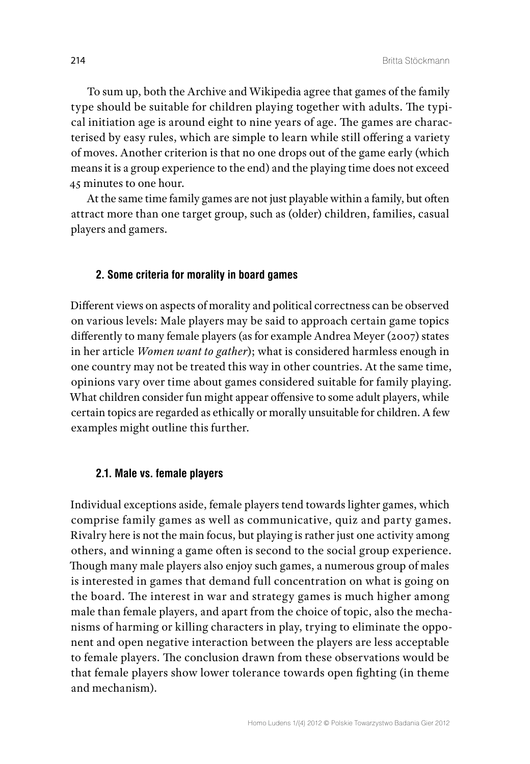To sum up, both the Archive and Wikipedia agree that games of the family type should be suitable for children playing together with adults. The typical initiation age is around eight to nine years of age. The games are characterised by easy rules, which are simple to learn while still offering a variety of moves. Another criterion is that no one drops out of the game early (which means it is a group experience to the end) and the playing time does not exceed 45 minutes to one hour.

At the same time family games are not just playable within a family, but often attract more than one target group, such as (older) children, families, casual players and gamers.

## 2. Some criteria for morality in board games

Different views on aspects of morality and political correctness can be observed on various levels: Male players may be said to approach certain game topics differently to many female players (as for example Andrea Meyer (2007) states in her article *Women want to gather*); what is considered harmless enough in one country may not be treated this way in other countries. At the same time, opinions vary over time about games considered suitable for family playing. What children consider fun might appear offensive to some adult players, while certain topics are regarded as ethically or morally unsuitable for children. A few examples might outline this further.

### 2.1. Male vs. female players

Individual exceptions aside, female players tend towards lighter games, which comprise family games as well as communicative, quiz and party games. Rivalry here is not the main focus, but playing is rather just one activity among others, and winning a game often is second to the social group experience. Though many male players also enjoy such games, a numerous group of males is interested in games that demand full concentration on what is going on the board. The interest in war and strategy games is much higher among male than female players, and apart from the choice of topic, also the mechanisms of harming or killing characters in play, trying to eliminate the opponent and open negative interaction between the players are less acceptable to female players. The conclusion drawn from these observations would be that female players show lower tolerance towards open fighting (in theme and mechanism).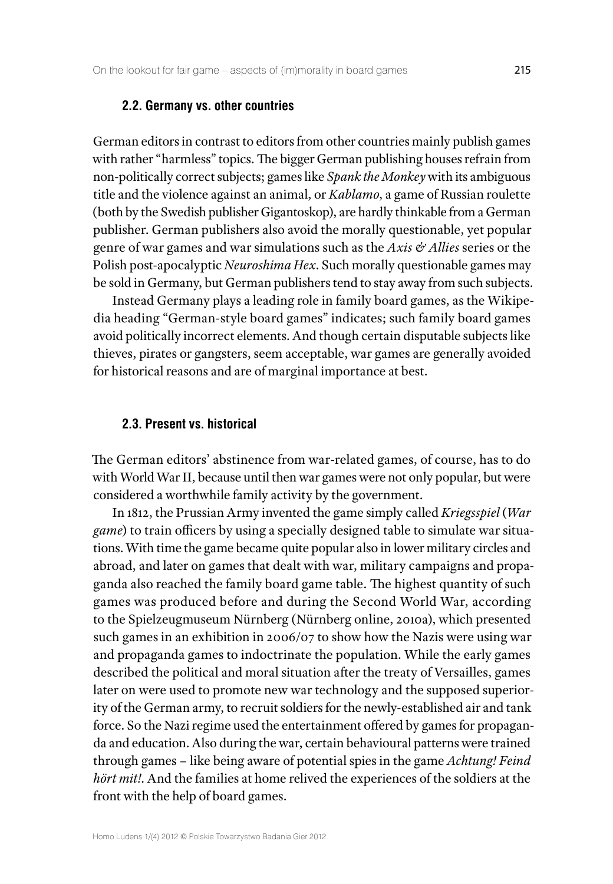### 2.2. Germany vs. other countries

German editors in contrast to editors from other countries mainly publish games with rather "harmless" topics. The bigger German publishing houses refrain from non-politically correct subjects; games like *Spank the Monkey* with its ambiguous title and the violence against an animal, or *Kablamo*, a game of Russian roulette (both by the Swedish publisher Gigantoskop), are hardly thinkable from a German publisher. German publishers also avoid the morally questionable, yet popular genre of war games and war simulations such as the *Axis & Allies* series or the Polish post-apocalyptic *Neuroshima Hex*. Such morally questionable games may be sold in Germany, but German publishers tend to stay away from such subjects.

Instead Germany plays a leading role in family board games, as the Wikipedia heading "German-style board games" indicates; such family board games avoid politically incorrect elements. And though certain disputable subjects like thieves, pirates or gangsters, seem acceptable, war games are generally avoided for historical reasons and are of marginal importance at best.

### 2.3. Present vs. historical

The German editors' abstinence from war-related games, of course, has to do with World War II, because until then war games were not only popular, but were considered a worthwhile family activity by the government.

In 1812, the Prussian Army invented the game simply called *Kriegsspiel* (*War game*) to train officers by using a specially designed table to simulate war situations. With time the game became quite popular also in lower military circles and abroad, and later on games that dealt with war, military campaigns and propaganda also reached the family board game table. The highest quantity of such games was produced before and during the Second World War, according to the Spielzeugmuseum Nürnberg (Nürnberg online, 2010a), which presented such games in an exhibition in 2006/07 to show how the Nazis were using war and propaganda games to indoctrinate the population. While the early games described the political and moral situation after the treaty of Versailles, games later on were used to promote new war technology and the supposed superiority of the German army, to recruit soldiers for the newly-established air and tank force. So the Nazi regime used the entertainment offered by games for propaganda and education. Also during the war, certain behavioural patterns were trained through games – like being aware of potential spies in the game *Achtung! Feind hört mit!*. And the families at home relived the experiences of the soldiers at the front with the help of board games.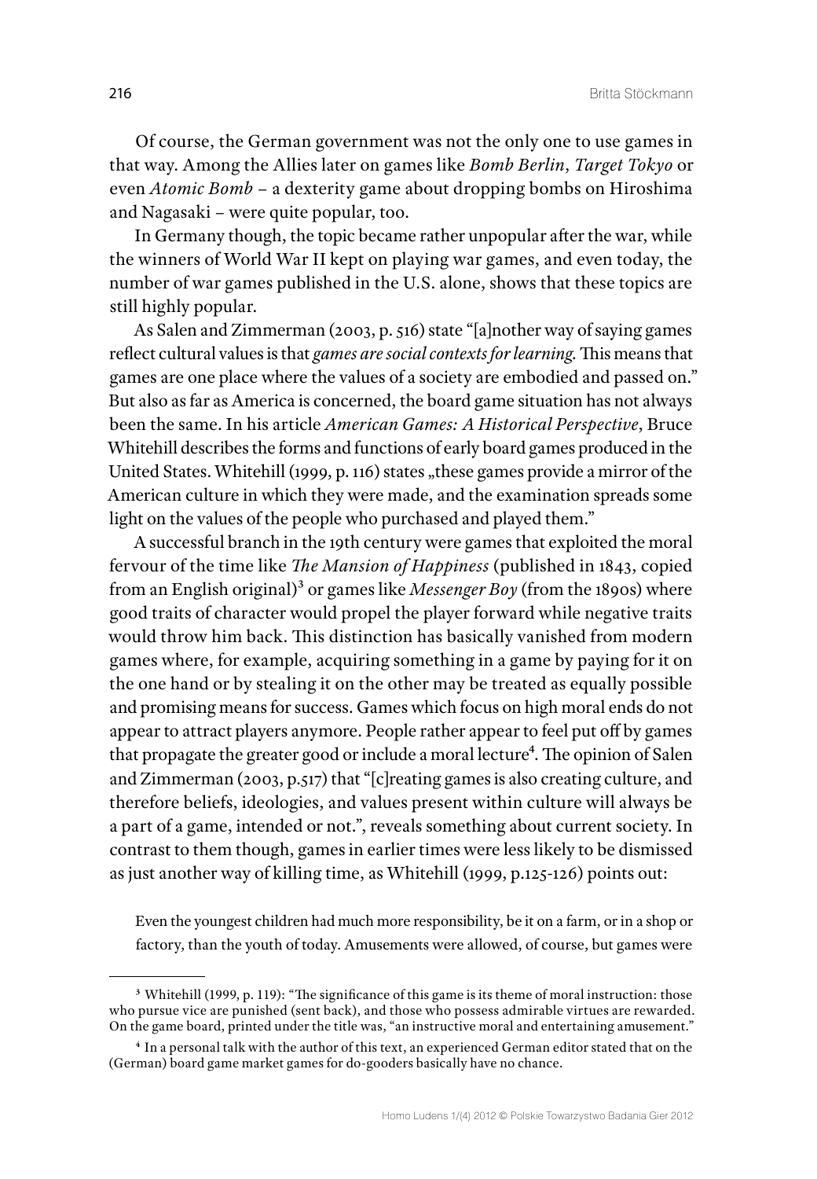Of course, the German government was not the only one to use games in that way. Among the Allies later on games like *Bomb Berlin*, *Target Tokyo* or even *Atomic Bomb* – a dexterity game about dropping bombs on Hiroshima and Nagasaki – were quite popular, too.

In Germany though, the topic became rather unpopular after the war, while the winners of World War II kept on playing war games, and even today, the number of war games published in the U.S. alone, shows that these topics are still highly popular.

As Salen and Zimmerman (2003, p. 516) state "[a]nother way of saying games reflect cultural values is that *games are social contexts for learning*. This means that games are one place where the values of a society are embodied and passed on." But also as far as America is concerned, the board game situation has not always been the same. In his article *American Games: A Historical Perspective*, Bruce Whitehill describes the forms and functions of early board games produced in the United States. Whitehill (1999, p. 116) states „these games provide a mirror of the American culture in which they were made, and the examination spreads some light on the values of the people who purchased and played them."

A successful branch in the 19th century were games that exploited the moral fervour of the time like *The Mansion of Happiness* (published in 1843, copied from an English original)[3] or games like *Messenger Boy* (from the 1890s) where good traits of character would propel the player forward while negative traits would throw him back. This distinction has basically vanished from modern games where, for example, acquiring something in a game by paying for it on the one hand or by stealing it on the other may be treated as equally possible and promising means for success. Games which focus on high moral ends do not appear to attract players anymore. People rather appear to feel put off by games that propagate the greater good or include a moral lecture[4]. The opinion of Salen and Zimmerman (2003, p.517) that "[c]reating games is also creating culture, and therefore beliefs, ideologies, and values present within culture will always be a part of a game, intended or not.", reveals something about current society. In contrast to them though, games in earlier times were less likely to be dismissed as just another way of killing time, as Whitehill (1999, p.125-126) points out:

> Even the youngest children had much more responsibility, be it on a farm, or in a shop or factory, than the youth of today. Amusements were allowed, of course, but games were

[3] Whitehill (1999, p. 119): "The significance of this game is its theme of moral instruction: those who pursue vice are punished (sent back), and those who possess admirable virtues are rewarded. On the game board, printed under the title was, "an instructive moral and entertaining amusement."

[4] In a personal talk with the author of this text, an experienced German editor stated that on the (German) board game market games for do-gooders basically have no chance.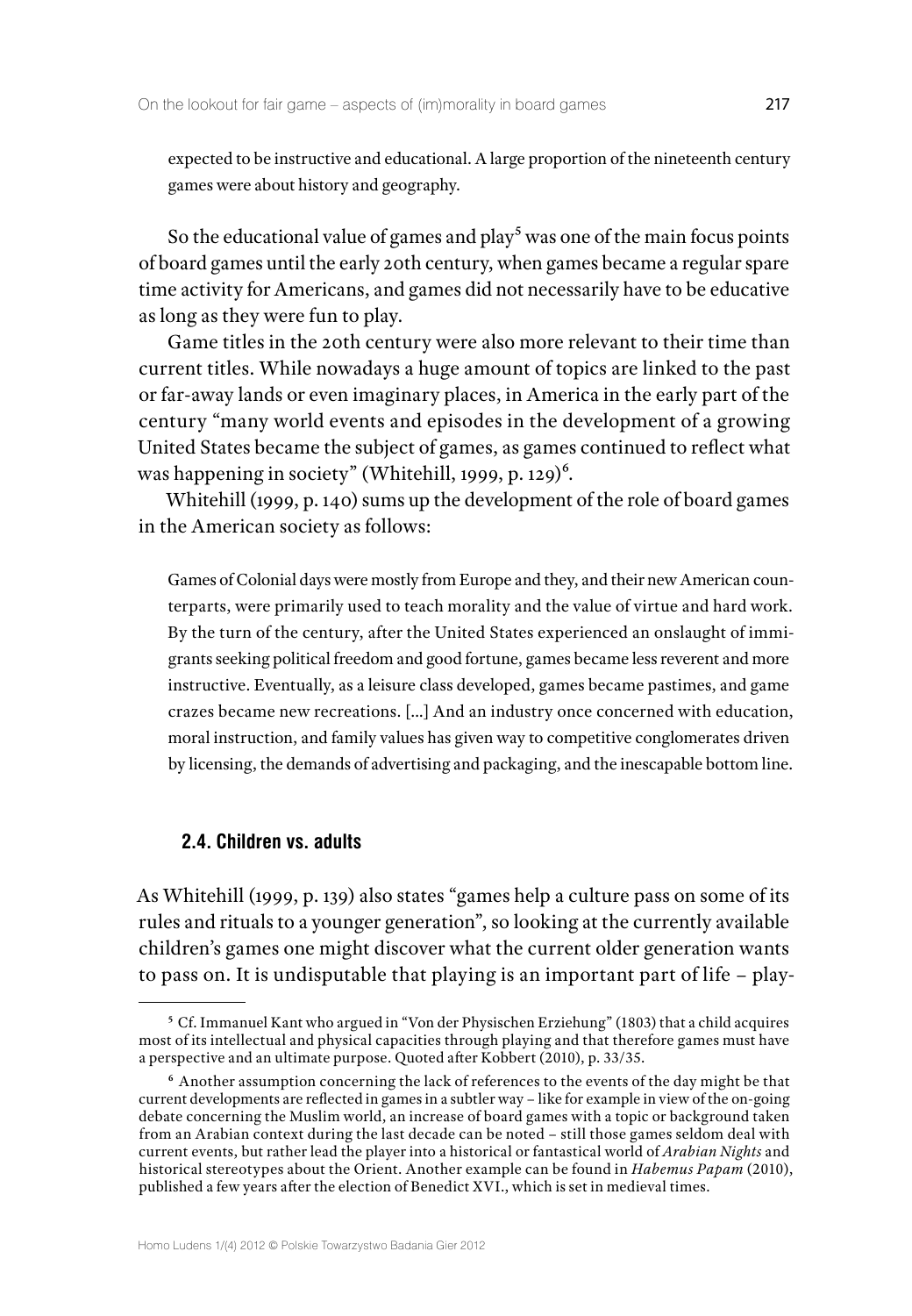expected to be instructive and educational. A large proportion of the nineteenth century games were about history and geography.

So the educational value of games and play[5] was one of the main focus points of board games until the early 20th century, when games became a regular spare time activity for Americans, and games did not necessarily have to be educative as long as they were fun to play.

Game titles in the 20th century were also more relevant to their time than current titles. While nowadays a huge amount of topics are linked to the past or far-away lands or even imaginary places, in America in the early part of the century "many world events and episodes in the development of a growing United States became the subject of games, as games continued to reflect what was happening in society" (Whitehill, 1999, p. 129)[6].

Whitehill (1999, p. 140) sums up the development of the role of board games in the American society as follows:

> Games of Colonial days were mostly from Europe and they, and their new American counterparts, were primarily used to teach morality and the value of virtue and hard work. By the turn of the century, after the United States experienced an onslaught of immigrants seeking political freedom and good fortune, games became less reverent and more instructive. Eventually, as a leisure class developed, games became pastimes, and game crazes became new recreations. [...] And an industry once concerned with education, moral instruction, and family values has given way to competitive conglomerates driven by licensing, the demands of advertising and packaging, and the inescapable bottom line.

### 2.4. Children vs. adults

As Whitehill (1999, p. 139) also states "games help a culture pass on some of its rules and rituals to a younger generation", so looking at the currently available children's games one might discover what the current older generation wants to pass on. It is undisputable that playing is an important part of life – play-

---

[5] Cf. Immanuel Kant who argued in "Von der Physischen Erziehung" (1803) that a child acquires most of its intellectual and physical capacities through playing and that therefore games must have a perspective and an ultimate purpose. Quoted after Kobbert (2010), p. 33/35.

[6] Another assumption concerning the lack of references to the events of the day might be that current developments are reflected in games in a subtler way – like for example in view of the on-going debate concerning the Muslim world, an increase of board games with a topic or background taken from an Arabian context during the last decade can be noted – still those games seldom deal with current events, but rather lead the player into a historical or fantastical world of *Arabian Nights* and historical stereotypes about the Orient. Another example can be found in *Habemus Papam* (2010), published a few years after the election of Benedict XVI., which is set in medieval times.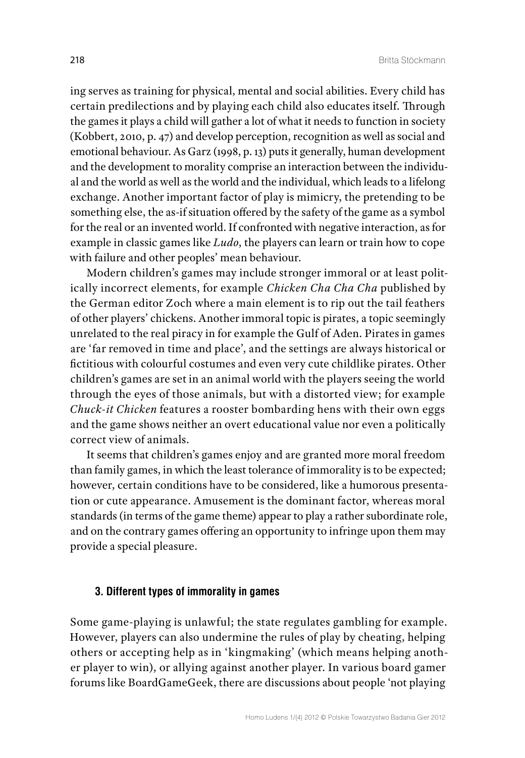ing serves as training for physical, mental and social abilities. Every child has certain predilections and by playing each child also educates itself. Through the games it plays a child will gather a lot of what it needs to function in society (Kobbert, 2010, p. 47) and develop perception, recognition as well as social and emotional behaviour. As Garz (1998, p. 13) puts it generally, human development and the development to morality comprise an interaction between the individual and the world as well as the world and the individual, which leads to a lifelong exchange. Another important factor of play is mimicry, the pretending to be something else, the as-if situation offered by the safety of the game as a symbol for the real or an invented world. If confronted with negative interaction, as for example in classic games like *Ludo*, the players can learn or train how to cope with failure and other peoples' mean behaviour.

Modern children's games may include stronger immoral or at least politically incorrect elements, for example *Chicken Cha Cha Cha* published by the German editor Zoch where a main element is to rip out the tail feathers of other players' chickens. Another immoral topic is pirates, a topic seemingly unrelated to the real piracy in for example the Gulf of Aden. Pirates in games are 'far removed in time and place', and the settings are always historical or fictitious with colourful costumes and even very cute childlike pirates. Other children's games are set in an animal world with the players seeing the world through the eyes of those animals, but with a distorted view; for example *Chuck-it Chicken* features a rooster bombarding hens with their own eggs and the game shows neither an overt educational value nor even a politically correct view of animals.

It seems that children's games enjoy and are granted more moral freedom than family games, in which the least tolerance of immorality is to be expected; however, certain conditions have to be considered, like a humorous presentation or cute appearance. Amusement is the dominant factor, whereas moral standards (in terms of the game theme) appear to play a rather subordinate role, and on the contrary games offering an opportunity to infringe upon them may provide a special pleasure.

## 3. Different types of immorality in games

Some game-playing is unlawful; the state regulates gambling for example. However, players can also undermine the rules of play by cheating, helping others or accepting help as in 'kingmaking' (which means helping another player to win), or allying against another player. In various board gamer forums like BoardGameGeek, there are discussions about people 'not playing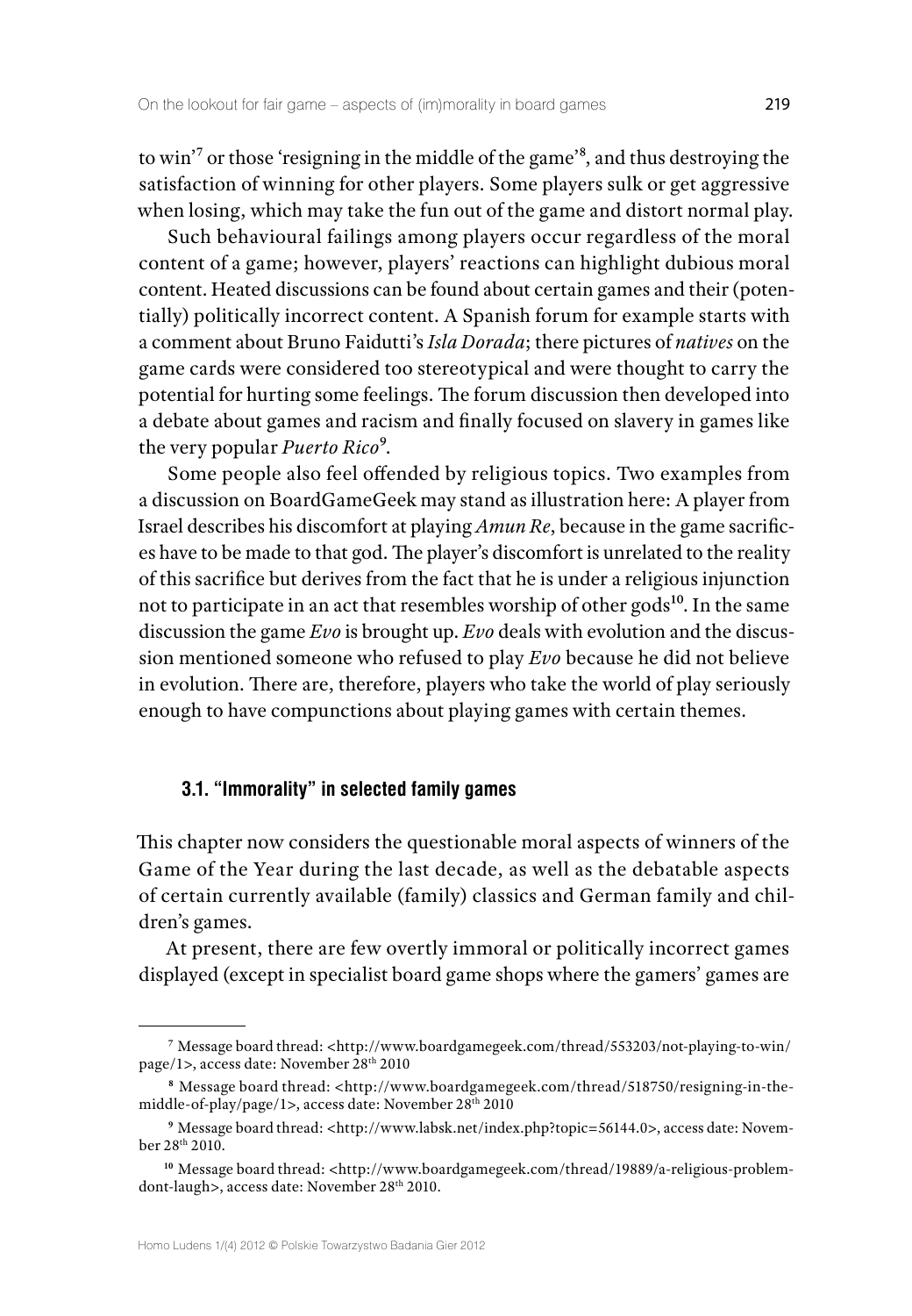to win'[7] or those 'resigning in the middle of the game'[8], and thus destroying the satisfaction of winning for other players. Some players sulk or get aggressive when losing, which may take the fun out of the game and distort normal play.

Such behavioural failings among players occur regardless of the moral content of a game; however, players' reactions can highlight dubious moral content. Heated discussions can be found about certain games and their (potentially) politically incorrect content. A Spanish forum for example starts with a comment about Bruno Faidutti's *Isla Dorada*; there pictures of *natives* on the game cards were considered too stereotypical and were thought to carry the potential for hurting some feelings. The forum discussion then developed into a debate about games and racism and finally focused on slavery in games like the very popular *Puerto Rico*[9].

Some people also feel offended by religious topics. Two examples from a discussion on BoardGameGeek may stand as illustration here: A player from Israel describes his discomfort at playing *Amun Re*, because in the game sacrifices have to be made to that god. The player's discomfort is unrelated to the reality of this sacrifice but derives from the fact that he is under a religious injunction not to participate in an act that resembles worship of other gods[10]. In the same discussion the game *Evo* is brought up. *Evo* deals with evolution and the discussion mentioned someone who refused to play *Evo* because he did not believe in evolution. There are, therefore, players who take the world of play seriously enough to have compunctions about playing games with certain themes.

### 3.1. "Immorality" in selected family games

This chapter now considers the questionable moral aspects of winners of the Game of the Year during the last decade, as well as the debatable aspects of certain currently available (family) classics and German family and children's games.

At present, there are few overtly immoral or politically incorrect games displayed (except in specialist board game shops where the gamers' games are

---

[7] Message board thread: <http://www.boardgamegeek.com/thread/553203/not-playing-to-win/page/1>, access date: November 28th 2010

[8] Message board thread: <http://www.boardgamegeek.com/thread/518750/resigning-in-the-middle-of-play/page/1>, access date: November 28th 2010

[9] Message board thread: <http://www.labsk.net/index.php?topic=56144.0>, access date: November 28th 2010.

[10] Message board thread: <http://www.boardgamegeek.com/thread/19889/a-religious-problem-dont-laugh>, access date: November 28th 2010.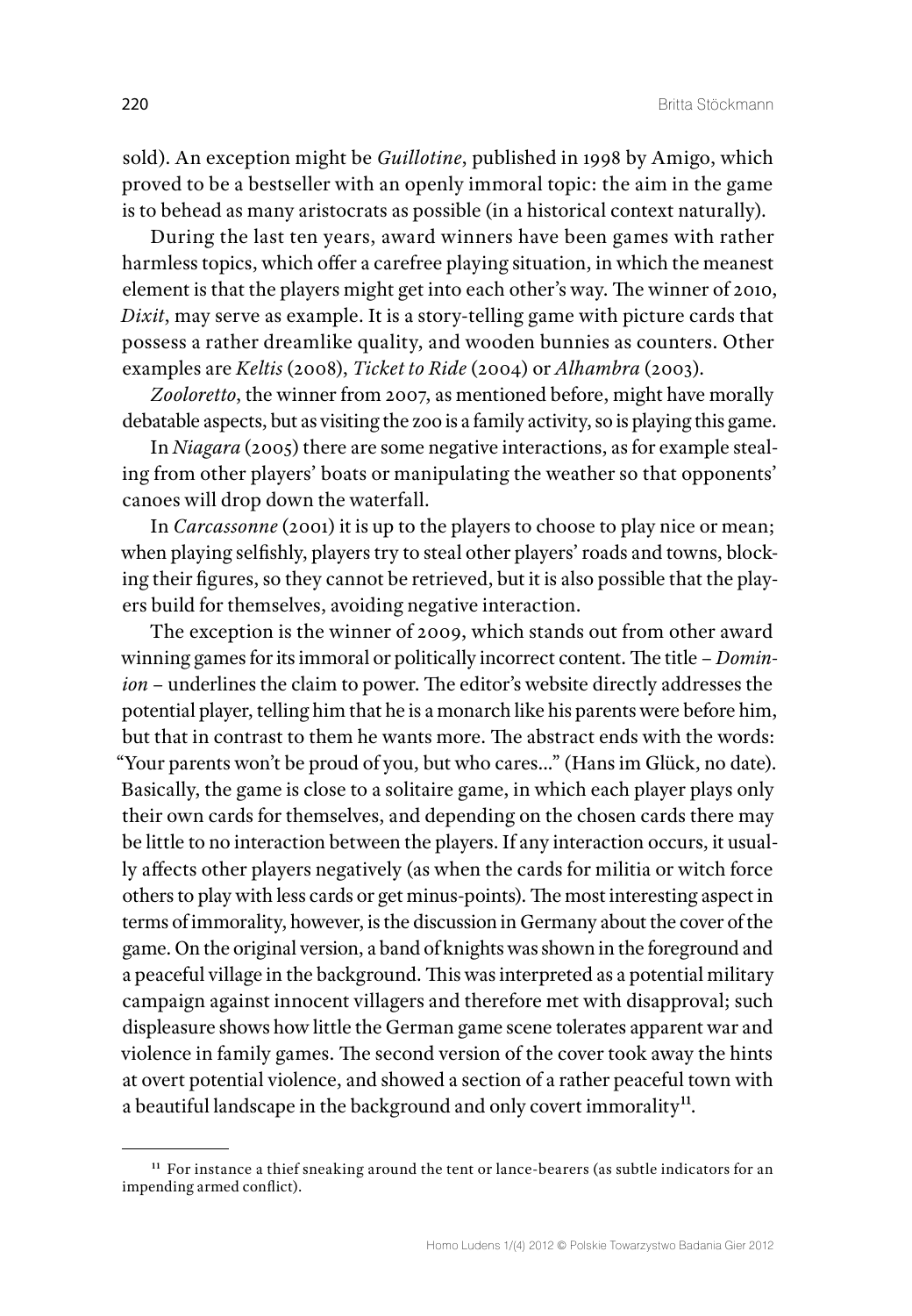sold). An exception might be *Guillotine*, published in 1998 by Amigo, which proved to be a bestseller with an openly immoral topic: the aim in the game is to behead as many aristocrats as possible (in a historical context naturally).

During the last ten years, award winners have been games with rather harmless topics, which offer a carefree playing situation, in which the meanest element is that the players might get into each other's way. The winner of 2010, *Dixit*, may serve as example. It is a story-telling game with picture cards that possess a rather dreamlike quality, and wooden bunnies as counters. Other examples are *Keltis* (2008), *Ticket to Ride* (2004) or *Alhambra* (2003).

*Zooloretto*, the winner from 2007, as mentioned before, might have morally debatable aspects, but as visiting the zoo is a family activity, so is playing this game.

In *Niagara* (2005) there are some negative interactions, as for example stealing from other players' boats or manipulating the weather so that opponents' canoes will drop down the waterfall.

In *Carcassonne* (2001) it is up to the players to choose to play nice or mean; when playing selfishly, players try to steal other players' roads and towns, blocking their figures, so they cannot be retrieved, but it is also possible that the players build for themselves, avoiding negative interaction.

The exception is the winner of 2009, which stands out from other award winning games for its immoral or politically incorrect content. The title – *Dominion* – underlines the claim to power. The editor's website directly addresses the potential player, telling him that he is a monarch like his parents were before him, but that in contrast to them he wants more. The abstract ends with the words: "Your parents won't be proud of you, but who cares..." (Hans im Glück, no date). Basically, the game is close to a solitaire game, in which each player plays only their own cards for themselves, and depending on the chosen cards there may be little to no interaction between the players. If any interaction occurs, it usually affects other players negatively (as when the cards for militia or witch force others to play with less cards or get minus-points). The most interesting aspect in terms of immorality, however, is the discussion in Germany about the cover of the game. On the original version, a band of knights was shown in the foreground and a peaceful village in the background. This was interpreted as a potential military campaign against innocent villagers and therefore met with disapproval; such displeasure shows how little the German game scene tolerates apparent war and violence in family games. The second version of the cover took away the hints at overt potential violence, and showed a section of a rather peaceful town with a beautiful landscape in the background and only covert immorality[11].

---

[11] For instance a thief sneaking around the tent or lance-bearers (as subtle indicators for an impending armed conflict).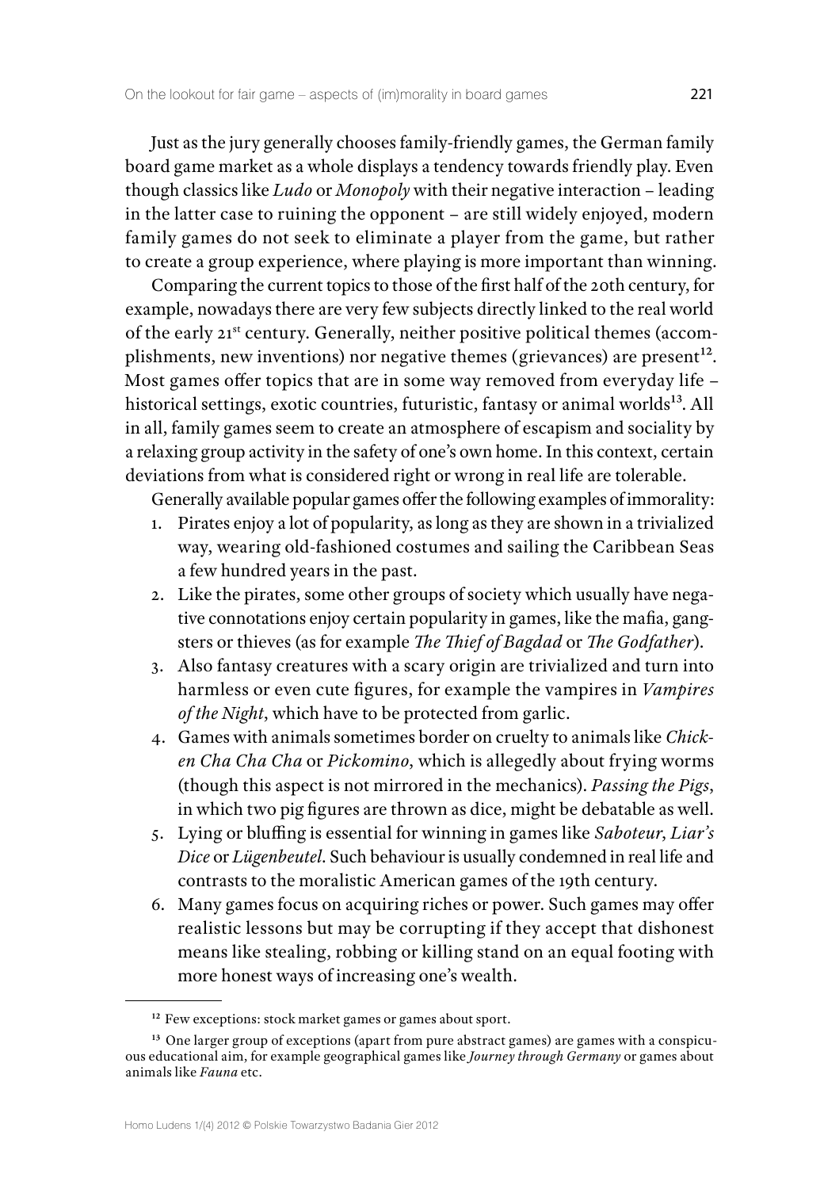Just as the jury generally chooses family-friendly games, the German family board game market as a whole displays a tendency towards friendly play. Even though classics like *Ludo* or *Monopoly* with their negative interaction – leading in the latter case to ruining the opponent – are still widely enjoyed, modern family games do not seek to eliminate a player from the game, but rather to create a group experience, where playing is more important than winning.

Comparing the current topics to those of the first half of the 20th century, for example, nowadays there are very few subjects directly linked to the real world of the early 21st century. Generally, neither positive political themes (accomplishments, new inventions) nor negative themes (grievances) are present[12]. Most games offer topics that are in some way removed from everyday life – historical settings, exotic countries, futuristic, fantasy or animal worlds[13]. All in all, family games seem to create an atmosphere of escapism and sociality by a relaxing group activity in the safety of one's own home. In this context, certain deviations from what is considered right or wrong in real life are tolerable.

Generally available popular games offer the following examples of immorality:

1. Pirates enjoy a lot of popularity, as long as they are shown in a trivialized way, wearing old-fashioned costumes and sailing the Caribbean Seas a few hundred years in the past.
2. Like the pirates, some other groups of society which usually have negative connotations enjoy certain popularity in games, like the mafia, gangsters or thieves (as for example *The Thief of Bagdad* or *The Godfather*).
3. Also fantasy creatures with a scary origin are trivialized and turn into harmless or even cute figures, for example the vampires in *Vampires of the Night*, which have to be protected from garlic.
4. Games with animals sometimes border on cruelty to animals like *Chicken Cha Cha Cha* or *Pickomino*, which is allegedly about frying worms (though this aspect is not mirrored in the mechanics). *Passing the Pigs*, in which two pig figures are thrown as dice, might be debatable as well.
5. Lying or bluffing is essential for winning in games like *Saboteur*, *Liar's Dice* or *Lügenbeutel*. Such behaviour is usually condemned in real life and contrasts to the moralistic American games of the 19th century.
6. Many games focus on acquiring riches or power. Such games may offer realistic lessons but may be corrupting if they accept that dishonest means like stealing, robbing or killing stand on an equal footing with more honest ways of increasing one's wealth.

---

[12] Few exceptions: stock market games or games about sport.

[13] One larger group of exceptions (apart from pure abstract games) are games with a conspicuous educational aim, for example geographical games like *Journey through Germany* or games about animals like *Fauna* etc.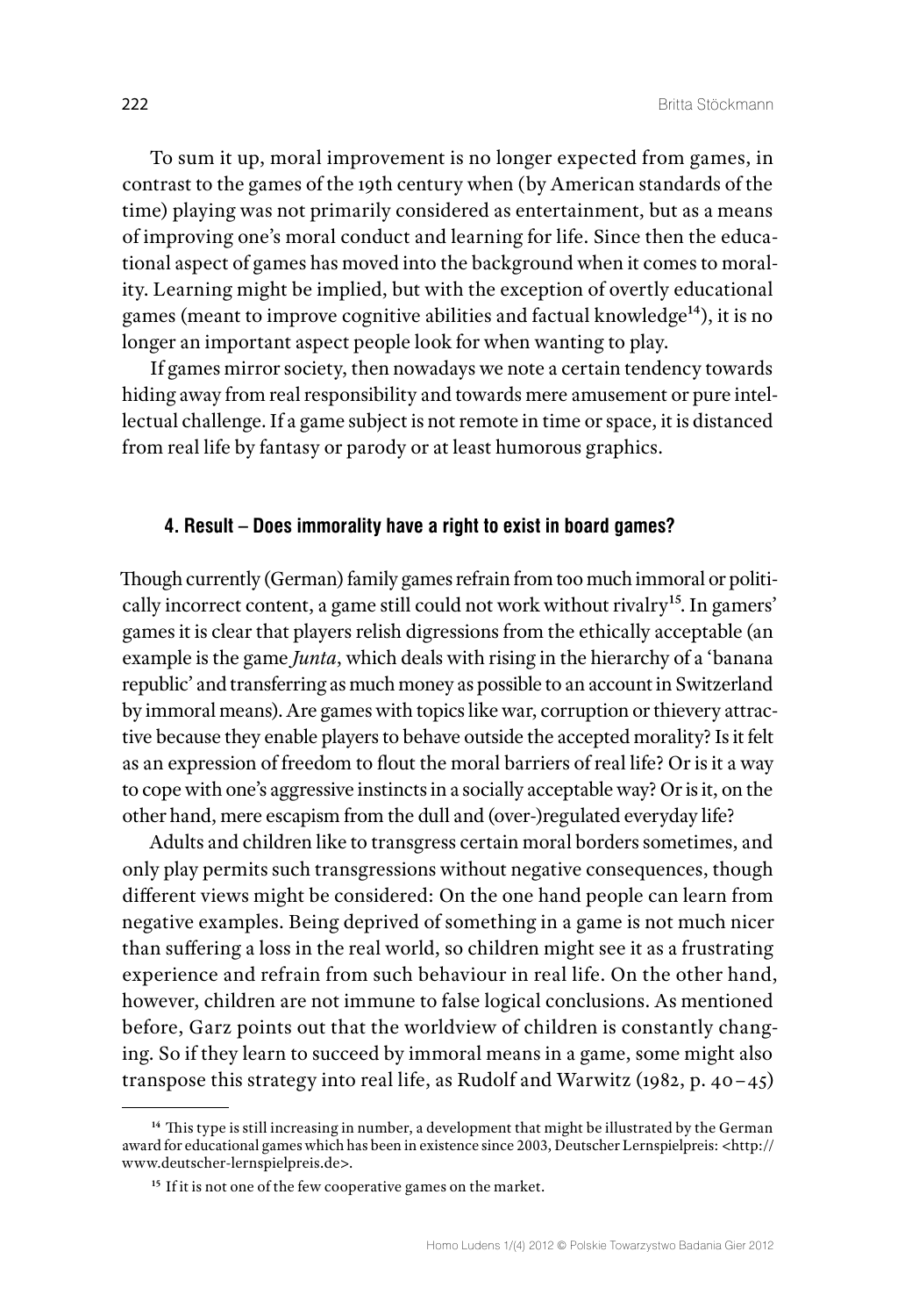To sum it up, moral improvement is no longer expected from games, in contrast to the games of the 19th century when (by American standards of the time) playing was not primarily considered as entertainment, but as a means of improving one's moral conduct and learning for life. Since then the educational aspect of games has moved into the background when it comes to morality. Learning might be implied, but with the exception of overtly educational games (meant to improve cognitive abilities and factual knowledge[14]), it is no longer an important aspect people look for when wanting to play.

If games mirror society, then nowadays we note a certain tendency towards hiding away from real responsibility and towards mere amusement or pure intellectual challenge. If a game subject is not remote in time or space, it is distanced from real life by fantasy or parody or at least humorous graphics.

## 4. Result – Does immorality have a right to exist in board games?

Though currently (German) family games refrain from too much immoral or politically incorrect content, a game still could not work without rivalry[15]. In gamers' games it is clear that players relish digressions from the ethically acceptable (an example is the game *Junta*, which deals with rising in the hierarchy of a 'banana republic' and transferring as much money as possible to an account in Switzerland by immoral means). Are games with topics like war, corruption or thievery attractive because they enable players to behave outside the accepted morality? Is it felt as an expression of freedom to flout the moral barriers of real life? Or is it a way to cope with one's aggressive instincts in a socially acceptable way? Or is it, on the other hand, mere escapism from the dull and (over-)regulated everyday life?

Adults and children like to transgress certain moral borders sometimes, and only play permits such transgressions without negative consequences, though different views might be considered: On the one hand people can learn from negative examples. Being deprived of something in a game is not much nicer than suffering a loss in the real world, so children might see it as a frustrating experience and refrain from such behaviour in real life. On the other hand, however, children are not immune to false logical conclusions. As mentioned before, Garz points out that the worldview of children is constantly changing. So if they learn to succeed by immoral means in a game, some might also transpose this strategy into real life, as Rudolf and Warwitz (1982, p. 40–45)

[14] This type is still increasing in number, a development that might be illustrated by the German award for educational games which has been in existence since 2003, Deutscher Lernspielpreis: <http://www.deutscher-lernspielpreis.de>.

[15] If it is not one of the few cooperative games on the market.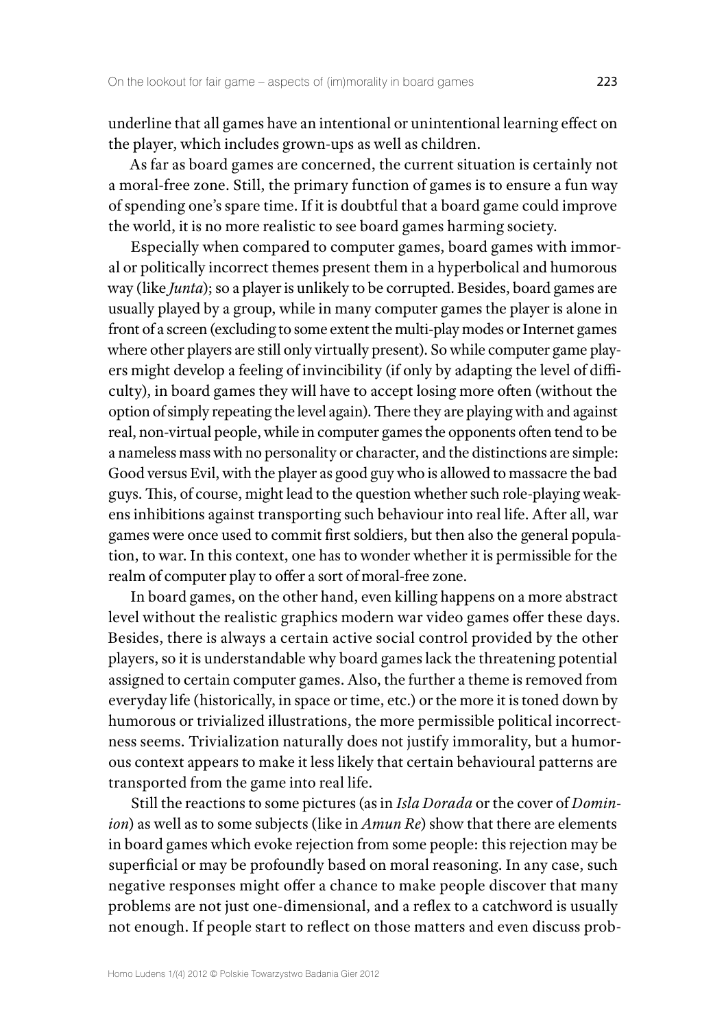underline that all games have an intentional or unintentional learning effect on the player, which includes grown-ups as well as children.

As far as board games are concerned, the current situation is certainly not a moral-free zone. Still, the primary function of games is to ensure a fun way of spending one's spare time. If it is doubtful that a board game could improve the world, it is no more realistic to see board games harming society.

Especially when compared to computer games, board games with immoral or politically incorrect themes present them in a hyperbolical and humorous way (like *Junta*); so a player is unlikely to be corrupted. Besides, board games are usually played by a group, while in many computer games the player is alone in front of a screen (excluding to some extent the multi-play modes or Internet games where other players are still only virtually present). So while computer game players might develop a feeling of invincibility (if only by adapting the level of difficulty), in board games they will have to accept losing more often (without the option of simply repeating the level again). There they are playing with and against real, non-virtual people, while in computer games the opponents often tend to be a nameless mass with no personality or character, and the distinctions are simple: Good versus Evil, with the player as good guy who is allowed to massacre the bad guys. This, of course, might lead to the question whether such role-playing weakens inhibitions against transporting such behaviour into real life. After all, war games were once used to commit first soldiers, but then also the general population, to war. In this context, one has to wonder whether it is permissible for the realm of computer play to offer a sort of moral-free zone.

In board games, on the other hand, even killing happens on a more abstract level without the realistic graphics modern war video games offer these days. Besides, there is always a certain active social control provided by the other players, so it is understandable why board games lack the threatening potential assigned to certain computer games. Also, the further a theme is removed from everyday life (historically, in space or time, etc.) or the more it is toned down by humorous or trivialized illustrations, the more permissible political incorrectness seems. Trivialization naturally does not justify immorality, but a humorous context appears to make it less likely that certain behavioural patterns are transported from the game into real life.

Still the reactions to some pictures (as in *Isla Dorada* or the cover of *Dominion*) as well as to some subjects (like in *Amun Re*) show that there are elements in board games which evoke rejection from some people: this rejection may be superficial or may be profoundly based on moral reasoning. In any case, such negative responses might offer a chance to make people discover that many problems are not just one-dimensional, and a reflex to a catchword is usually not enough. If people start to reflect on those matters and even discuss prob-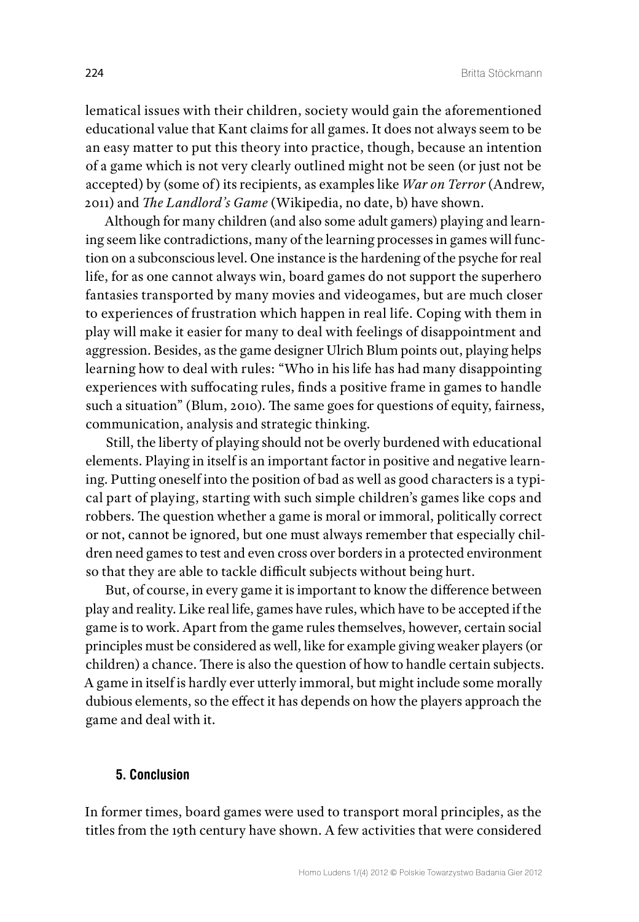lematical issues with their children, society would gain the aforementioned educational value that Kant claims for all games. It does not always seem to be an easy matter to put this theory into practice, though, because an intention of a game which is not very clearly outlined might not be seen (or just not be accepted) by (some of) its recipients, as examples like *War on Terror* (Andrew, 2011) and *The Landlord's Game* (Wikipedia, no date, b) have shown.

Although for many children (and also some adult gamers) playing and learning seem like contradictions, many of the learning processes in games will function on a subconscious level. One instance is the hardening of the psyche for real life, for as one cannot always win, board games do not support the superhero fantasies transported by many movies and videogames, but are much closer to experiences of frustration which happen in real life. Coping with them in play will make it easier for many to deal with feelings of disappointment and aggression. Besides, as the game designer Ulrich Blum points out, playing helps learning how to deal with rules: "Who in his life has had many disappointing experiences with suffocating rules, finds a positive frame in games to handle such a situation" (Blum, 2010). The same goes for questions of equity, fairness, communication, analysis and strategic thinking.

Still, the liberty of playing should not be overly burdened with educational elements. Playing in itself is an important factor in positive and negative learning. Putting oneself into the position of bad as well as good characters is a typical part of playing, starting with such simple children's games like cops and robbers. The question whether a game is moral or immoral, politically correct or not, cannot be ignored, but one must always remember that especially children need games to test and even cross over borders in a protected environment so that they are able to tackle difficult subjects without being hurt.

But, of course, in every game it is important to know the difference between play and reality. Like real life, games have rules, which have to be accepted if the game is to work. Apart from the game rules themselves, however, certain social principles must be considered as well, like for example giving weaker players (or children) a chance. There is also the question of how to handle certain subjects. A game in itself is hardly ever utterly immoral, but might include some morally dubious elements, so the effect it has depends on how the players approach the game and deal with it.

## 5. Conclusion

In former times, board games were used to transport moral principles, as the titles from the 19th century have shown. A few activities that were considered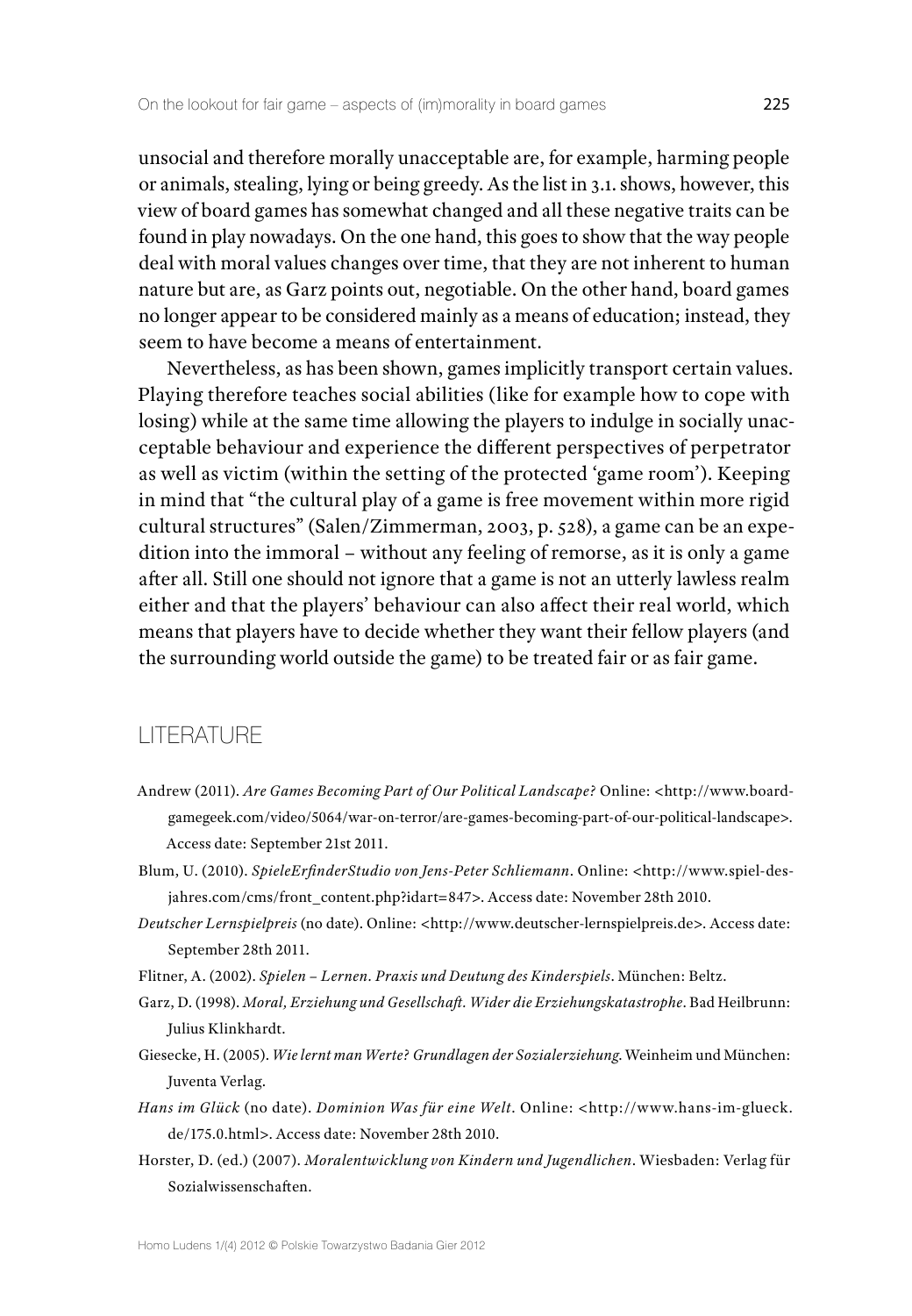unsocial and therefore morally unacceptable are, for example, harming people or animals, stealing, lying or being greedy. As the list in 3.1. shows, however, this view of board games has somewhat changed and all these negative traits can be found in play nowadays. On the one hand, this goes to show that the way people deal with moral values changes over time, that they are not inherent to human nature but are, as Garz points out, negotiable. On the other hand, board games no longer appear to be considered mainly as a means of education; instead, they seem to have become a means of entertainment.

Nevertheless, as has been shown, games implicitly transport certain values. Playing therefore teaches social abilities (like for example how to cope with losing) while at the same time allowing the players to indulge in socially unacceptable behaviour and experience the different perspectives of perpetrator as well as victim (within the setting of the protected 'game room'). Keeping in mind that "the cultural play of a game is free movement within more rigid cultural structures" (Salen/Zimmerman, 2003, p. 528), a game can be an expedition into the immoral – without any feeling of remorse, as it is only a game after all. Still one should not ignore that a game is not an utterly lawless realm either and that the players' behaviour can also affect their real world, which means that players have to decide whether they want their fellow players (and the surrounding world outside the game) to be treated fair or as fair game.

## LITERATURE

Andrew (2011). *Are Games Becoming Part of Our Political Landscape?* Online: <http://www.boardgamegeek.com/video/5064/war-on-terror/are-games-becoming-part-of-our-political-landscape>. Access date: September 21st 2011.

Blum, U. (2010). *SpieleErfinderStudio von Jens-Peter Schliemann*. Online: <http://www.spiel-des-jahres.com/cms/front_content.php?idart=847>. Access date: November 28th 2010.

*Deutscher Lernspielpreis* (no date). Online: <http://www.deutscher-lernspielpreis.de>. Access date: September 28th 2011.

Flitner, A. (2002). *Spielen – Lernen. Praxis und Deutung des Kinderspiels*. München: Beltz.

Garz, D. (1998). *Moral, Erziehung und Gesellschaft. Wider die Erziehungskatastrophe*. Bad Heilbrunn: Julius Klinkhardt.

Giesecke, H. (2005). *Wie lernt man Werte? Grundlagen der Sozialerziehung*. Weinheim und München: Juventa Verlag.

*Hans im Glück* (no date). *Dominion Was für eine Welt*. Online: <http://www.hans-im-glueck.de/175.0.html>. Access date: November 28th 2010.

Horster, D. (ed.) (2007). *Moralentwicklung von Kindern und Jugendlichen*. Wiesbaden: Verlag für Sozialwissenschaften.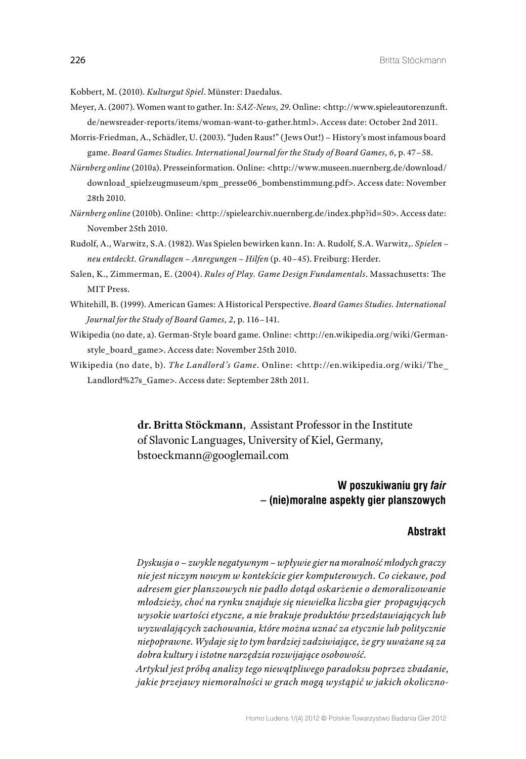Kobbert, M. (2010). *Kulturgut Spiel*. Münster: Daedalus.

Meyer, A. (2007). Women want to gather. In: *SAZ-News, 29*. Online: <http://www.spieleautorenzunft.de/newsreader-reports/items/woman-want-to-gather.html>. Access date: October 2nd 2011.

Morris-Friedman, A., Schädler, U. (2003). "Juden Raus!" (Jews Out!) – History's most infamous board game. *Board Games Studies. International Journal for the Study of Board Games, 6*, p. 47–58.

*Nürnberg online* (2010a). Presseinformation. Online: <http://www.museen.nuernberg.de/download/download_spielzeugmuseum/spm_presse06_bombenstimmung.pdf>. Access date: November 28th 2010.

*Nürnberg online* (2010b). Online: <http://spielearchiv.nuernberg.de/index.php?id=50>. Access date: November 25th 2010.

Rudolf, A., Warwitz, S.A. (1982). Was Spielen bewirken kann. In: A. Rudolf, S.A. Warwitz,. *Spielen – neu entdeckt. Grundlagen – Anregungen – Hilfen* (p. 40–45). Freiburg: Herder.

Salen, K., Zimmerman, E. (2004). *Rules of Play. Game Design Fundamentals*. Massachusetts: The MIT Press.

Whitehill, B. (1999). American Games: A Historical Perspective. *Board Games Studies. International Journal for the Study of Board Games, 2*, p. 116–141.

Wikipedia (no date, a). German-Style board game. Online: <http://en.wikipedia.org/wiki/German-style_board_game>. Access date: November 25th 2010.

Wikipedia (no date, b). *The Landlord's Game*. Online: <http://en.wikipedia.org/wiki/The_Landlord%27s_Game>. Access date: September 28th 2011.

**dr. Britta Stöckmann**, Assistant Professor in the Institute of Slavonic Languages, University of Kiel, Germany, bstoeckmann@googlemail.com

## W poszukiwaniu gry *fair* – (nie)moralne aspekty gier planszowych

### Abstrakt

*Dyskusja o – zwykle negatywnym – wpływie gier na moralność młodych graczy nie jest niczym nowym w kontekście gier komputerowych. Co ciekawe, pod adresem gier planszowych nie padło dotąd oskarżenie o demoralizowanie młodzieży, choć na rynku znajduje się niewielka liczba gier propagujących wysokie wartości etyczne, a nie brakuje produktów przedstawiających lub wyzwalających zachowania, które można uznać za etycznie lub politycznie niepoprawne. Wydaje się to tym bardziej zadziwiające, że gry uważane są za dobra kultury i istotne narzędzia rozwijające osobowość.*

*Artykuł jest próbą analizy tego niewątpliwego paradoksu poprzez zbadanie, jakie przejawy niemoralności w grach mogą wystąpić w jakich okoliczno-*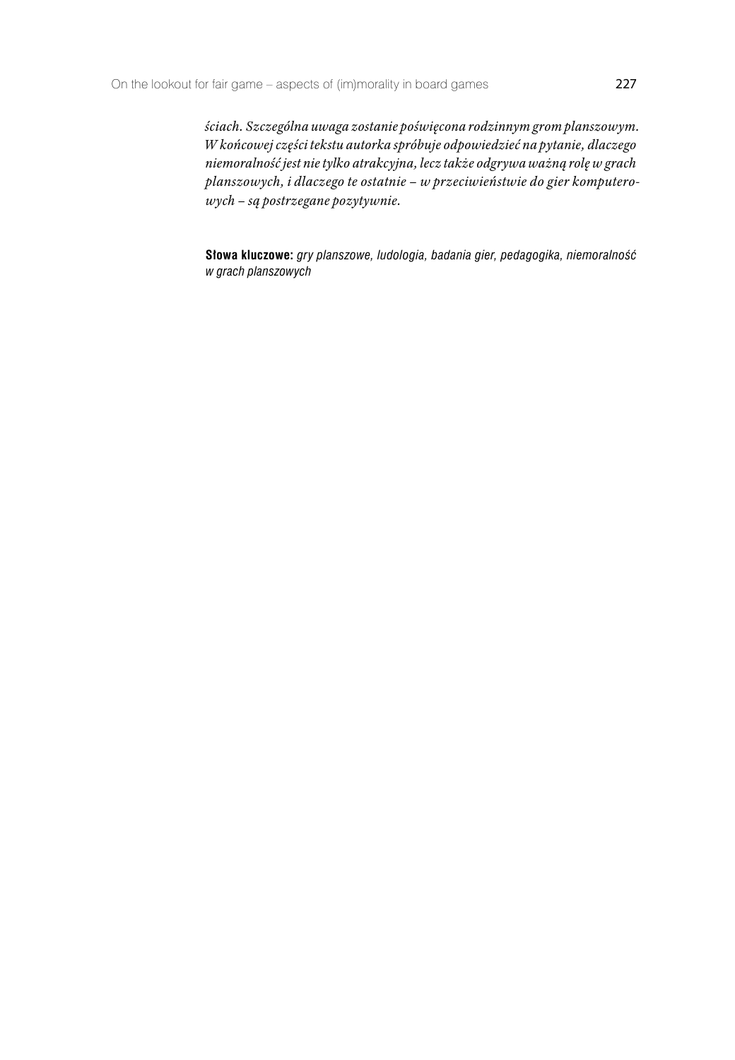*ściach. Szczególna uwaga zostanie poświęcona rodzinnym grom planszowym. W końcowej części tekstu autorka spróbuje odpowiedzieć na pytanie, dlaczego niemoralność jest nie tylko atrakcyjna, lecz także odgrywa ważną rolę w grach planszowych, i dlaczego te ostatnie – w przeciwieństwie do gier komputerowych – są postrzegane pozytywnie.*

**Słowa kluczowe:** *gry planszowe, ludologia, badania gier, pedagogika, niemoralność w grach planszowych*